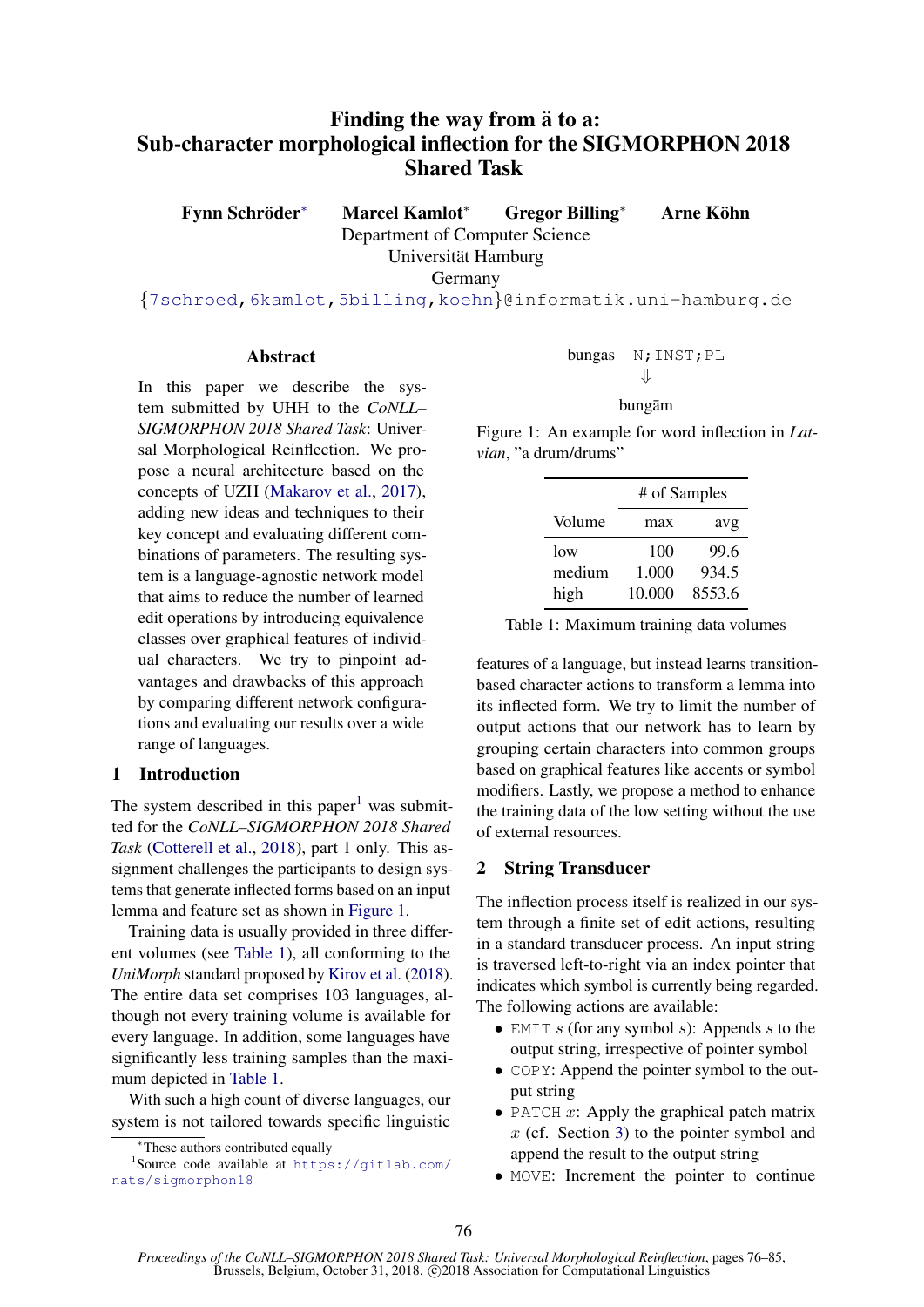# Finding the way from ä to a: Sub-character morphological inflection for the SIGMORPHON 2018 Shared Task

**Fynn Schröder*** **Marcel Kamlot*** **Gregor Billing*** **Arne Köhn**

Department of Computer Science
Universität Hamburg
Germany

{7schroed,6kamlot,5billing,koehn}@informatik.uni-hamburg.de

## Abstract

In this paper we describe the system submitted by UHH to the *CoNLL–SIGMORPHON 2018 Shared Task*: Universal Morphological Reinflection. We propose a neural architecture based on the concepts of UZH (Makarov et al., 2017), adding new ideas and techniques to their key concept and evaluating different combinations of parameters. The resulting system is a language-agnostic network model that aims to reduce the number of learned edit operations by introducing equivalence classes over graphical features of individual characters. We try to pinpoint advantages and drawbacks of this approach by comparing different network configurations and evaluating our results over a wide range of languages.

## 1 Introduction

The system described in this paper[1] was submitted for the *CoNLL–SIGMORPHON 2018 Shared Task* (Cotterell et al., 2018), part 1 only. This assignment challenges the participants to design systems that generate inflected forms based on an input lemma and feature set as shown in Figure 1.

Training data is usually provided in three different volumes (see Table 1), all conforming to the *UniMorph* standard proposed by Kirov et al. (2018). The entire data set comprises 103 languages, although not every training volume is available for every language. In addition, some languages have significantly less training samples than the maximum depicted in Table 1.

With such a high count of diverse languages, our system is not tailored towards specific linguistic features of a language, but instead learns transition-based character actions to transform a lemma into its inflected form. We try to limit the number of output actions that our network has to learn by grouping certain characters into common groups based on graphical features like accents or symbol modifiers. Lastly, we propose a method to enhance the training data of the low setting without the use of external resources.

bungas `N;INST;PL`

⇓

bungām

Figure 1: An example for word inflection in *Latvian*, "a drum/drums"

| | # of Samples | |
|---|---|---|
| Volume | max | avg |
| low | 100 | 99.6 |
| medium | 1.000 | 934.5 |
| high | 10.000 | 8553.6 |

Table 1: Maximum training data volumes

## 2 String Transducer

The inflection process itself is realized in our system through a finite set of edit actions, resulting in a standard transducer process. An input string is traversed left-to-right via an index pointer that indicates which symbol is currently being regarded. The following actions are available:

- `EMIT` $s$ (for any symbol $s$): Appends $s$ to the output string, irrespective of pointer symbol
- `COPY`: Append the pointer symbol to the output string
- `PATCH` $x$: Apply the graphical patch matrix $x$ (cf. Section 3) to the pointer symbol and append the result to the output string
- `MOVE`: Increment the pointer to continue

*These authors contributed equally

[1] Source code available at https://gitlab.com/nats/sigmorphon18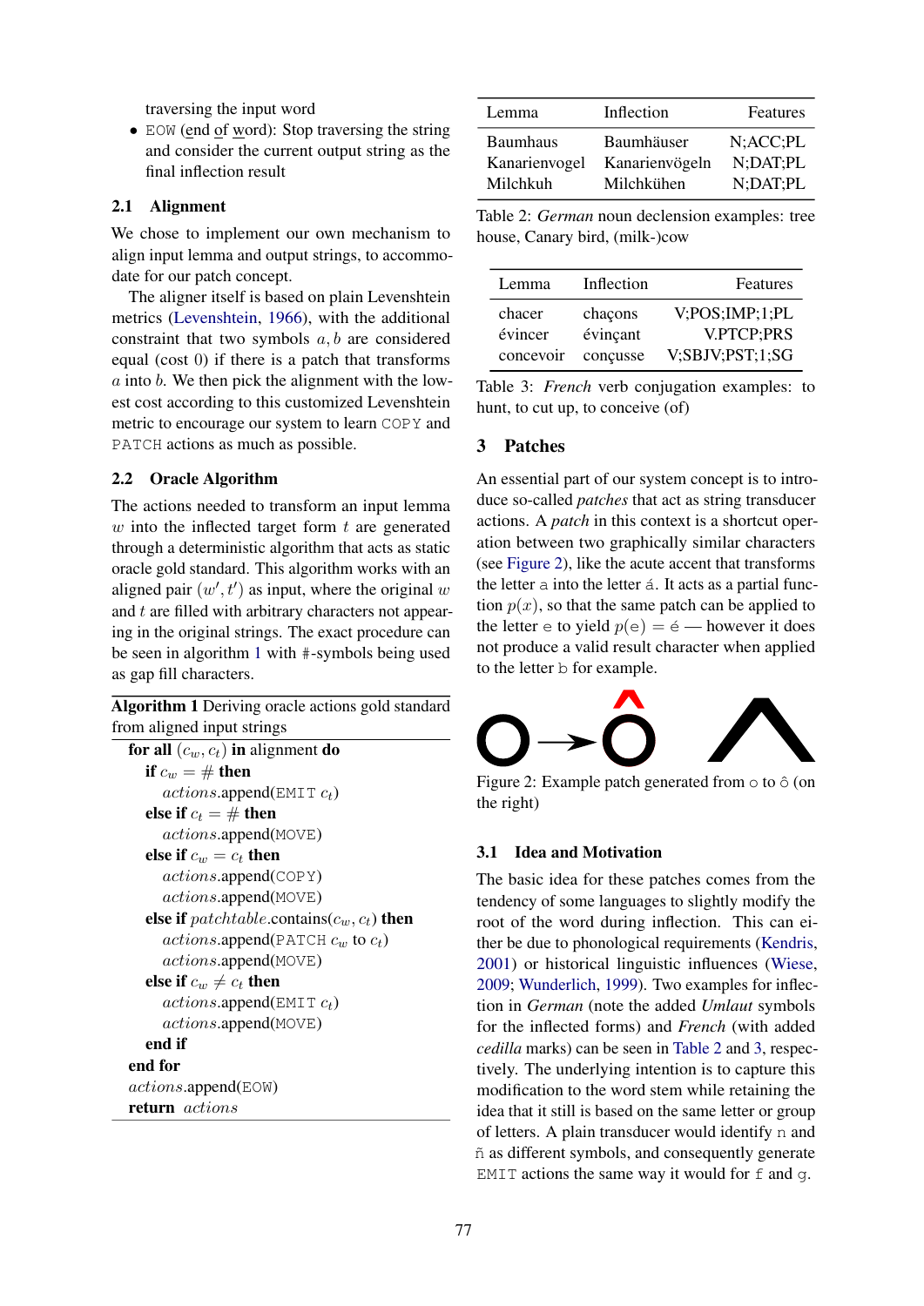traversing the input word

- EOW (end of word): Stop traversing the string and consider the current output string as the final inflection result

### 2.1 Alignment

We chose to implement our own mechanism to align input lemma and output strings, to accommodate for our patch concept.

The aligner itself is based on plain Levenshtein metrics (Levenshtein, 1966), with the additional constraint that two symbols $a, b$ are considered equal (cost 0) if there is a patch that transforms $a$ into $b$. We then pick the alignment with the lowest cost according to this customized Levenshtein metric to encourage our system to learn COPY and PATCH actions as much as possible.

### 2.2 Oracle Algorithm

The actions needed to transform an input lemma $w$ into the inflected target form $t$ are generated through a deterministic algorithm that acts as static oracle gold standard. This algorithm works with an aligned pair $(w', t')$ as input, where the original $w$ and $t$ are filled with arbitrary characters not appearing in the original strings. The exact procedure can be seen in algorithm 1 with #-symbols being used as gap fill characters.

**Algorithm 1** Deriving oracle actions gold standard from aligned input strings

```
for all (c_w, c_t) in alignment do
    if c_w = # then
        actions.append(EMIT c_t)
    else if c_t = # then
        actions.append(MOVE)
    else if c_w = c_t then
        actions.append(COPY)
        actions.append(MOVE)
    else if patchtable.contains(c_w, c_t) then
        actions.append(PATCH c_w to c_t)
        actions.append(MOVE)
    else if c_w ≠ c_t then
        actions.append(EMIT c_t)
        actions.append(MOVE)
    end if
end for
actions.append(EOW)
return actions
```

| Lemma | Inflection | Features |
|---|---|---|
| Baumhaus | Baumhäuser | N;ACC;PL |
| Kanarienvogel | Kanarienvögeln | N;DAT;PL |
| Milchkuh | Milchkühen | N;DAT;PL |

Table 2: *German* noun declension examples: tree house, Canary bird, (milk-)cow

| Lemma | Inflection | Features |
|---|---|---|
| chacer | chaçons | V;POS;IMP;1;PL |
| évincer | évinçant | V.PTCP;PRS |
| concevoir | conçusse | V;SBJV;PST;1;SG |

Table 3: *French* verb conjugation examples: to hunt, to cut up, to conceive (of)

## 3 Patches

An essential part of our system concept is to introduce so-called *patches* that act as string transducer actions. A *patch* in this context is a shortcut operation between two graphically similar characters (see Figure 2), like the acute accent that transforms the letter a into the letter á. It acts as a partial function $p(x)$, so that the same patch can be applied to the letter e to yield $p(\text{e}) = \text{é}$ — however it does not produce a valid result character when applied to the letter b for example.

Figure 2: Example patch generated from o to ô (on the right)

### 3.1 Idea and Motivation

The basic idea for these patches comes from the tendency of some languages to slightly modify the root of the word during inflection. This can either be due to phonological requirements (Kendris, 2001) or historical linguistic influences (Wiese, 2009; Wunderlich, 1999). Two examples for inflection in *German* (note the added *Umlaut* symbols for the inflected forms) and *French* (with added *cedilla* marks) can be seen in Table 2 and 3, respectively. The underlying intention is to capture this modification to the word stem while retaining the idea that it still is based on the same letter or group of letters. A plain transducer would identify n and ñ as different symbols, and consequently generate EMIT actions the same way it would for f and g.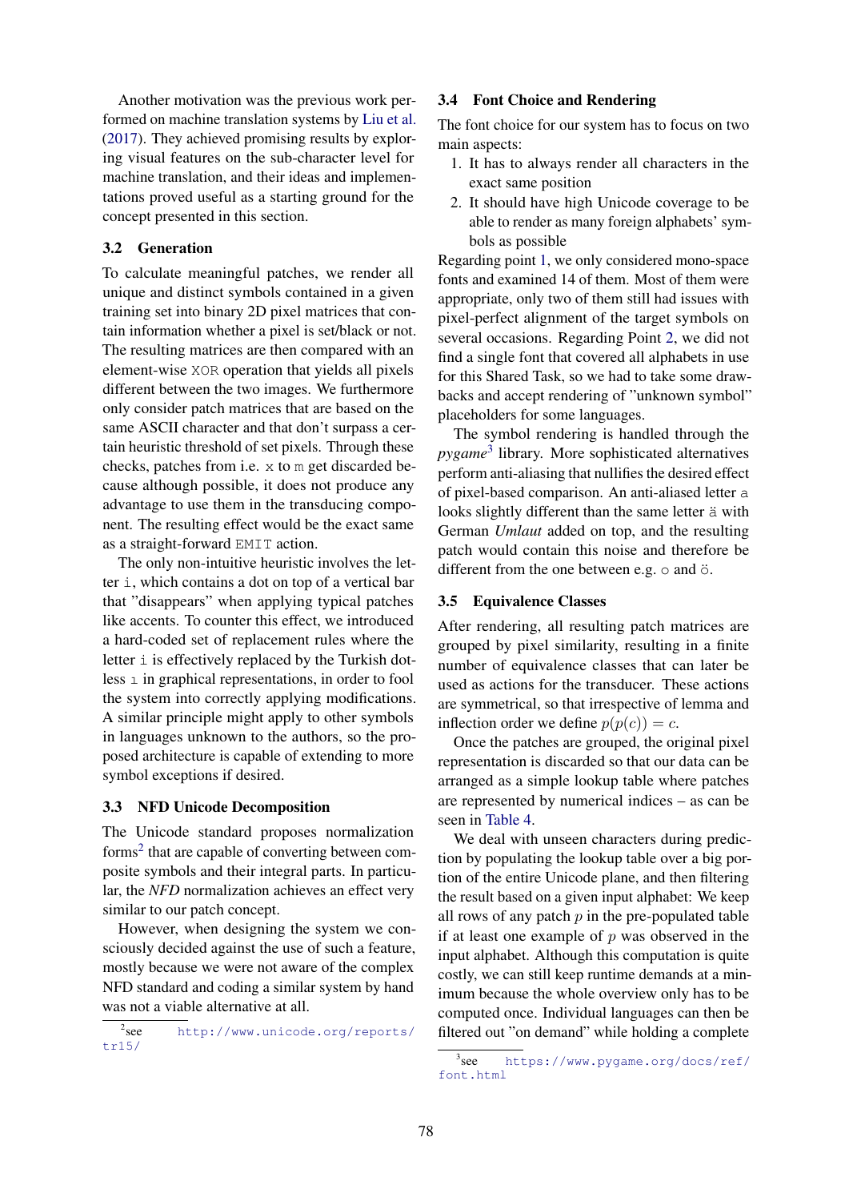Another motivation was the previous work performed on machine translation systems by Liu et al. (2017). They achieved promising results by exploring visual features on the sub-character level for machine translation, and their ideas and implementations proved useful as a starting ground for the concept presented in this section.

### 3.2 Generation

To calculate meaningful patches, we render all unique and distinct symbols contained in a given training set into binary 2D pixel matrices that contain information whether a pixel is set/black or not. The resulting matrices are then compared with an element-wise `XOR` operation that yields all pixels different between the two images. We furthermore only consider patch matrices that are based on the same ASCII character and that don't surpass a certain heuristic threshold of set pixels. Through these checks, patches from i.e. `x` to `m` get discarded because although possible, it does not produce any advantage to use them in the transducing component. The resulting effect would be the exact same as a straight-forward `EMIT` action.

The only non-intuitive heuristic involves the letter `i`, which contains a dot on top of a vertical bar that "disappears" when applying typical patches like accents. To counter this effect, we introduced a hard-coded set of replacement rules where the letter `i` is effectively replaced by the Turkish dotless `ı` in graphical representations, in order to fool the system into correctly applying modifications. A similar principle might apply to other symbols in languages unknown to the authors, so the proposed architecture is capable of extending to more symbol exceptions if desired.

### 3.3 NFD Unicode Decomposition

The Unicode standard proposes normalization forms[2] that are capable of converting between composite symbols and their integral parts. In particular, the *NFD* normalization achieves an effect very similar to our patch concept.

However, when designing the system we consciously decided against the use of such a feature, mostly because we were not aware of the complex NFD standard and coding a similar system by hand was not a viable alternative at all.

### 3.4 Font Choice and Rendering

The font choice for our system has to focus on two main aspects:

1. It has to always render all characters in the exact same position
2. It should have high Unicode coverage to be able to render as many foreign alphabets' symbols as possible

Regarding point 1, we only considered mono-space fonts and examined 14 of them. Most of them were appropriate, only two of them still had issues with pixel-perfect alignment of the target symbols on several occasions. Regarding Point 2, we did not find a single font that covered all alphabets in use for this Shared Task, so we had to take some drawbacks and accept rendering of "unknown symbol" placeholders for some languages.

The symbol rendering is handled through the *pygame*[3] library. More sophisticated alternatives perform anti-aliasing that nullifies the desired effect of pixel-based comparison. An anti-aliased letter `a` looks slightly different than the same letter `ä` with German *Umlaut* added on top, and the resulting patch would contain this noise and therefore be different from the one between e.g. `o` and `ö`.

### 3.5 Equivalence Classes

After rendering, all resulting patch matrices are grouped by pixel similarity, resulting in a finite number of equivalence classes that can later be used as actions for the transducer. These actions are symmetrical, so that irrespective of lemma and inflection order we define $p(p(c)) = c$.

Once the patches are grouped, the original pixel representation is discarded so that our data can be arranged as a simple lookup table where patches are represented by numerical indices – as can be seen in Table 4.

We deal with unseen characters during prediction by populating the lookup table over a big portion of the entire Unicode plane, and then filtering the result based on a given input alphabet: We keep all rows of any patch $p$ in the pre-populated table if at least one example of $p$ was observed in the input alphabet. Although this computation is quite costly, we can still keep runtime demands at a minimum because the whole overview only has to be computed once. Individual languages can then be filtered out "on demand" while holding a complete

[2] see http://www.unicode.org/reports/tr15/

[3] see https://www.pygame.org/docs/ref/font.html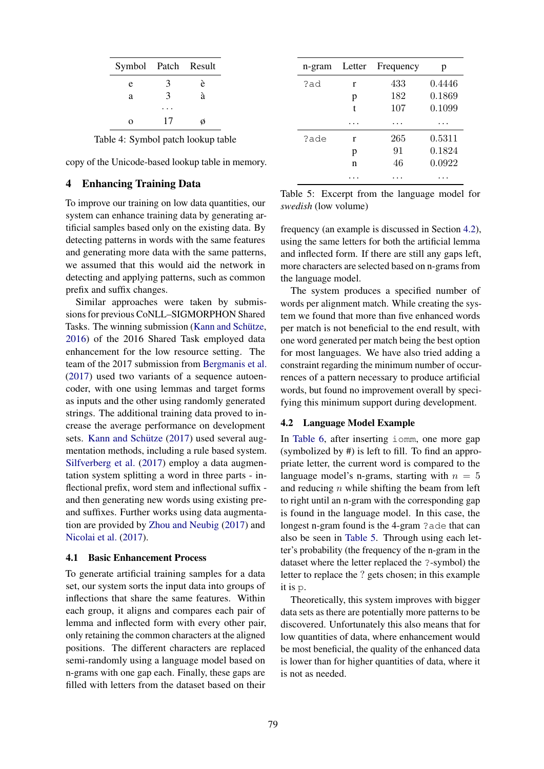| Symbol | Patch | Result |
|---|---|---|
| e | 3 | è |
| a | 3 | à |
| | ... | |
| o | 17 | ø |

Table 4: Symbol patch lookup table

copy of the Unicode-based lookup table in memory.

## 4 Enhancing Training Data

To improve our training on low data quantities, our system can enhance training data by generating artificial samples based only on the existing data. By detecting patterns in words with the same features and generating more data with the same patterns, we assumed that this would aid the network in detecting and applying patterns, such as common prefix and suffix changes.

Similar approaches were taken by submissions for previous CoNLL–SIGMORPHON Shared Tasks. The winning submission (Kann and Schütze, 2016) of the 2016 Shared Task employed data enhancement for the low resource setting. The team of the 2017 submission from Bergmanis et al. (2017) used two variants of a sequence autoencoder, with one using lemmas and target forms as inputs and the other using randomly generated strings. The additional training data proved to increase the average performance on development sets. Kann and Schütze (2017) used several augmentation methods, including a rule based system. Silfverberg et al. (2017) employ a data augmentation system splitting a word in three parts - inflectional prefix, word stem and inflectional suffix - and then generating new words using existing pre- and suffixes. Further works using data augmentation are provided by Zhou and Neubig (2017) and Nicolai et al. (2017).

### 4.1 Basic Enhancement Process

To generate artificial training samples for a data set, our system sorts the input data into groups of inflections that share the same features. Within each group, it aligns and compares each pair of lemma and inflected form with every other pair, only retaining the common characters at the aligned positions. The different characters are replaced semi-randomly using a language model based on n-grams with one gap each. Finally, these gaps are filled with letters from the dataset based on their frequency (an example is discussed in Section 4.2), using the same letters for both the artificial lemma and inflected form. If there are still any gaps left, more characters are selected based on n-grams from the language model.

| n-gram | Letter | Frequency | p |
|---|---|---|---|
| `?ad` | r | 433 | 0.4446 |
| | p | 182 | 0.1869 |
| | t | 107 | 0.1099 |
| | ... | ... | ... |
| `?ade` | r | 265 | 0.5311 |
| | p | 91 | 0.1824 |
| | n | 46 | 0.0922 |
| | ... | ... | ... |

Table 5: Excerpt from the language model for *swedish* (low volume)

The system produces a specified number of words per alignment match. While creating the system we found that more than five enhanced words per match is not beneficial to the end result, with one word generated per match being the best option for most languages. We have also tried adding a constraint regarding the minimum number of occurrences of a pattern necessary to produce artificial words, but found no improvement overall by specifying this minimum support during development.

### 4.2 Language Model Example

In Table 6, after inserting `iomm`, one more gap (symbolized by #) is left to fill. To find an appropriate letter, the current word is compared to the language model's n-grams, starting with $n = 5$ and reducing $n$ while shifting the beam from left to right until an n-gram with the corresponding gap is found in the language model. In this case, the longest n-gram found is the 4-gram `?ade` that can also be seen in Table 5. Through using each letter's probability (the frequency of the n-gram in the dataset where the letter replaced the `?`-symbol) the letter to replace the ? gets chosen; in this example it is `p`.

Theoretically, this system improves with bigger data sets as there are potentially more patterns to be discovered. Unfortunately this also means that for low quantities of data, where enhancement would be most beneficial, the quality of the enhanced data is lower than for higher quantities of data, where it is not as needed.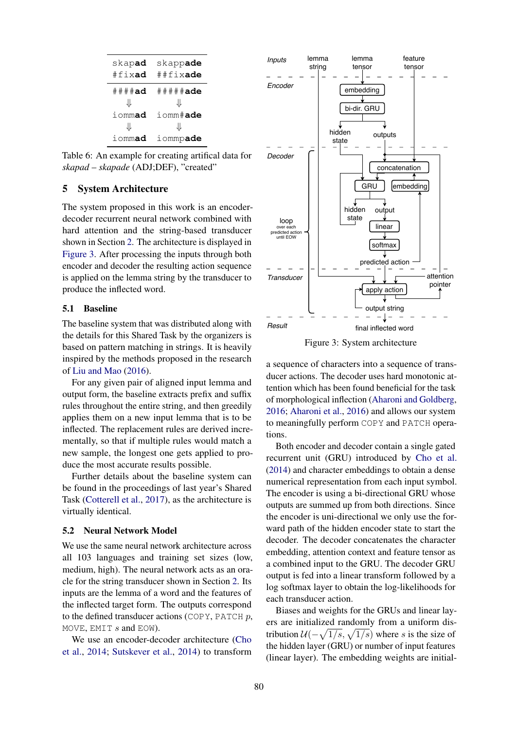| skapad | skappade |
|---|---|
| #fixad | ##fixade |
| ####ad | #####ade |
| ⇓ | ⇓ |
| iommad | iomm#ade |
| ⇓ | ⇓ |
| iommad | iommpade |

Table 6: An example for creating artifical data for *skapad – skapade* (ADJ;DEF), "created"

## 5 System Architecture

The system proposed in this work is an encoder-decoder recurrent neural network combined with hard attention and the string-based transducer shown in Section 2. The architecture is displayed in Figure 3. After processing the inputs through both encoder and decoder the resulting action sequence is applied on the lemma string by the transducer to produce the inflected word.

### 5.1 Baseline

The baseline system that was distributed along with the details for this Shared Task by the organizers is based on pattern matching in strings. It is heavily inspired by the methods proposed in the research of Liu and Mao (2016).

For any given pair of aligned input lemma and output form, the baseline extracts prefix and suffix rules throughout the entire string, and then greedily applies them on a new input lemma that is to be inflected. The replacement rules are derived incrementally, so that if multiple rules would match a new sample, the longest one gets applied to produce the most accurate results possible.

Further details about the baseline system can be found in the proceedings of last year's Shared Task (Cotterell et al., 2017), as the architecture is virtually identical.

### 5.2 Neural Network Model

We use the same neural network architecture across all 103 languages and training set sizes (low, medium, high). The neural network acts as an oracle for the string transducer shown in Section 2. Its inputs are the lemma of a word and the features of the inflected target form. The outputs correspond to the defined transducer actions (COPY, PATCH $p$, MOVE, EMIT $s$ and EOW).

We use an encoder-decoder architecture (Cho et al., 2014; Sutskever et al., 2014) to transform a sequence of characters into a sequence of transducer actions. The decoder uses hard monotonic attention which has been found beneficial for the task of morphological inflection (Aharoni and Goldberg, 2016; Aharoni et al., 2016) and allows our system to meaningfully perform COPY and PATCH operations.

Figure 3: System architecture

Both encoder and decoder contain a single gated recurrent unit (GRU) introduced by Cho et al. (2014) and character embeddings to obtain a dense numerical representation from each input symbol. The encoder is using a bi-directional GRU whose outputs are summed up from both directions. Since the encoder is uni-directional we only use the forward path of the hidden encoder state to start the decoder. The decoder concatenates the character embedding, attention context and feature tensor as a combined input to the GRU. The decoder GRU output is fed into a linear transform followed by a log softmax layer to obtain the log-likelihoods for each transducer action.

Biases and weights for the GRUs and linear layers are initialized randomly from a uniform distribution $\mathcal{U}(-\sqrt{1/s}, \sqrt{1/s})$ where $s$ is the size of the hidden layer (GRU) or number of input features (linear layer). The embedding weights are initial-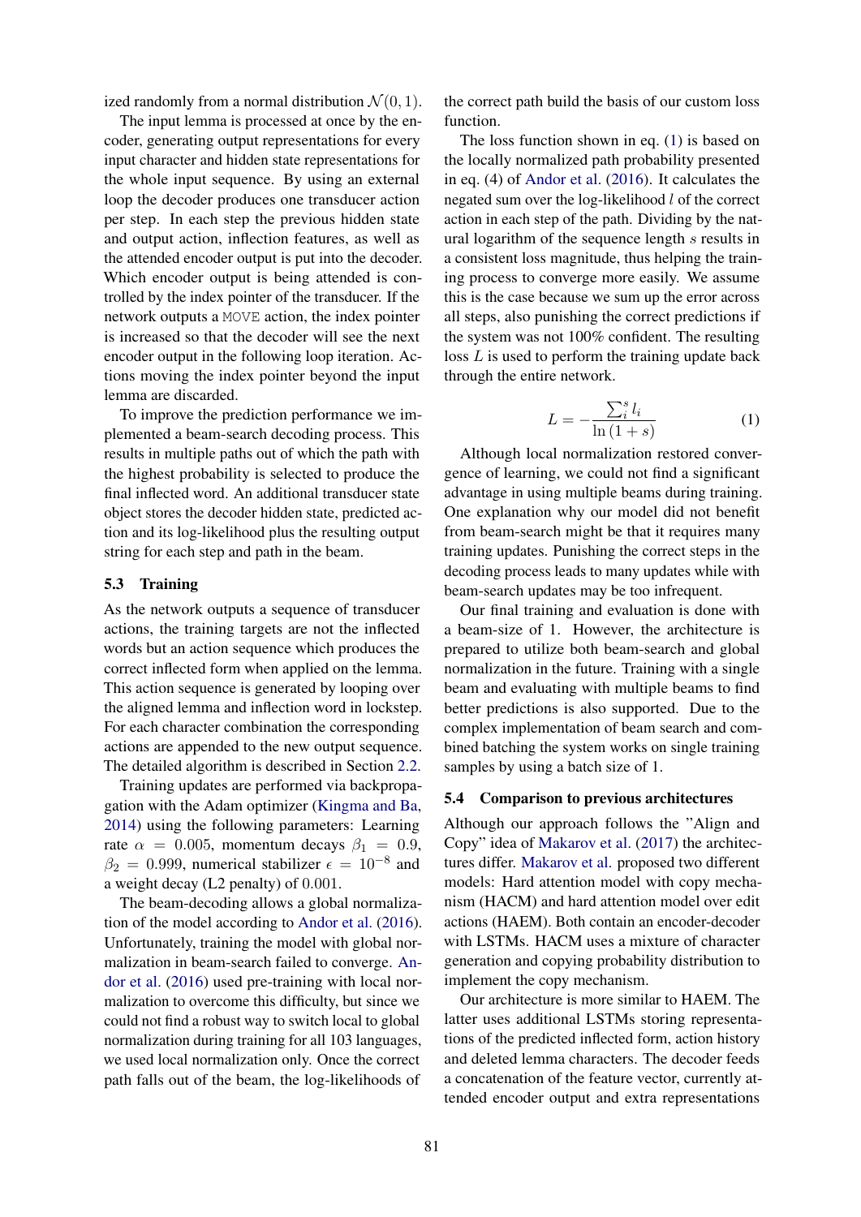ized randomly from a normal distribution $\mathcal{N}(0, 1)$.

The input lemma is processed at once by the encoder, generating output representations for every input character and hidden state representations for the whole input sequence. By using an external loop the decoder produces one transducer action per step. In each step the previous hidden state and output action, inflection features, as well as the attended encoder output is put into the decoder. Which encoder output is being attended is controlled by the index pointer of the transducer. If the network outputs a `MOVE` action, the index pointer is increased so that the decoder will see the next encoder output in the following loop iteration. Actions moving the index pointer beyond the input lemma are discarded.

To improve the prediction performance we implemented a beam-search decoding process. This results in multiple paths out of which the path with the highest probability is selected to produce the final inflected word. An additional transducer state object stores the decoder hidden state, predicted action and its log-likelihood plus the resulting output string for each step and path in the beam.

### 5.3 Training

As the network outputs a sequence of transducer actions, the training targets are not the inflected words but an action sequence which produces the correct inflected form when applied on the lemma. This action sequence is generated by looping over the aligned lemma and inflection word in lockstep. For each character combination the corresponding actions are appended to the new output sequence. The detailed algorithm is described in Section 2.2.

Training updates are performed via backpropagation with the Adam optimizer (Kingma and Ba, 2014) using the following parameters: Learning rate $\alpha = 0.005$, momentum decays $\beta_1 = 0.9$, $\beta_2 = 0.999$, numerical stabilizer $\epsilon = 10^{-8}$ and a weight decay (L2 penalty) of $0.001$.

The beam-decoding allows a global normalization of the model according to Andor et al. (2016). Unfortunately, training the model with global normalization in beam-search failed to converge. Andor et al. (2016) used pre-training with local normalization to overcome this difficulty, but since we could not find a robust way to switch local to global normalization during training for all 103 languages, we used local normalization only. Once the correct path falls out of the beam, the log-likelihoods of the correct path build the basis of our custom loss function.

The loss function shown in eq. (1) is based on the locally normalized path probability presented in eq. (4) of Andor et al. (2016). It calculates the negated sum over the log-likelihood $l$ of the correct action in each step of the path. Dividing by the natural logarithm of the sequence length $s$ results in a consistent loss magnitude, thus helping the training process to converge more easily. We assume this is the case because we sum up the error across all steps, also punishing the correct predictions if the system was not 100% confident. The resulting loss $L$ is used to perform the training update back through the entire network.

$$L = -\frac{\sum_i^s l_i}{\ln(1+s)} \tag{1}$$

Although local normalization restored convergence of learning, we could not find a significant advantage in using multiple beams during training. One explanation why our model did not benefit from beam-search might be that it requires many training updates. Punishing the correct steps in the decoding process leads to many updates while with beam-search updates may be too infrequent.

Our final training and evaluation is done with a beam-size of 1. However, the architecture is prepared to utilize both beam-search and global normalization in the future. Training with a single beam and evaluating with multiple beams to find better predictions is also supported. Due to the complex implementation of beam search and combined batching the system works on single training samples by using a batch size of 1.

### 5.4 Comparison to previous architectures

Although our approach follows the "Align and Copy" idea of Makarov et al. (2017) the architectures differ. Makarov et al. proposed two different models: Hard attention model with copy mechanism (HACM) and hard attention model over edit actions (HAEM). Both contain an encoder-decoder with LSTMs. HACM uses a mixture of character generation and copying probability distribution to implement the copy mechanism.

Our architecture is more similar to HAEM. The latter uses additional LSTMs storing representations of the predicted inflected form, action history and deleted lemma characters. The decoder feeds a concatenation of the feature vector, currently attended encoder output and extra representations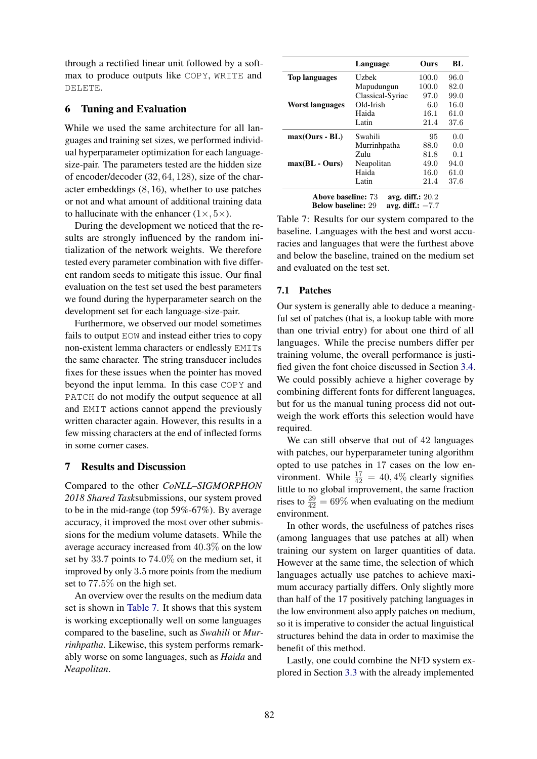through a rectified linear unit followed by a softmax to produce outputs like COPY, WRITE and DELETE.

## 6 Tuning and Evaluation

While we used the same architecture for all languages and training set sizes, we performed individual hyperparameter optimization for each language-size-pair. The parameters tested are the hidden size of encoder/decoder $(32, 64, 128)$, size of the character embeddings $(8, 16)$, whether to use patches or not and what amount of additional training data to hallucinate with the enhancer $(1\times, 5\times)$.

During the development we noticed that the results are strongly influenced by the random initialization of the network weights. We therefore tested every parameter combination with five different random seeds to mitigate this issue. Our final evaluation on the test set used the best parameters we found during the hyperparameter search on the development set for each language-size-pair.

Furthermore, we observed our model sometimes fails to output EOW and instead either tries to copy non-existent lemma characters or endlessly EMITs the same character. The string transducer includes fixes for these issues when the pointer has moved beyond the input lemma. In this case COPY and PATCH do not modify the output sequence at all and EMIT actions cannot append the previously written character again. However, this results in a few missing characters at the end of inflected forms in some corner cases.

## 7 Results and Discussion

Compared to the other *CoNLL–SIGMORPHON 2018 Shared Task*submissions, our system proved to be in the mid-range (top 59%-67%). By average accuracy, it improved the most over other submissions for the medium volume datasets. While the average accuracy increased from $40.3\%$ on the low set by 33.7 points to $74.0\%$ on the medium set, it improved by only 3.5 more points from the medium set to $77.5\%$ on the high set.

An overview over the results on the medium data set is shown in Table 7. It shows that this system is working exceptionally well on some languages compared to the baseline, such as *Swahili* or *Murrinhpatha*. Likewise, this system performs remarkably worse on some languages, such as *Haida* and *Neapolitan*.

| | Language | Ours | BL |
|---|---|---|---|
| **Top languages** | Uzbek | 100.0 | 96.0 |
| | Mapudungun | 100.0 | 82.0 |
| | Classical-Syriac | 97.0 | 99.0 |
| **Worst languages** | Old-Irish | 6.0 | 16.0 |
| | Haida | 16.1 | 61.0 |
| | Latin | 21.4 | 37.6 |
| **max(Ours - BL)** | Swahili | 95 | 0.0 |
| | Murrinhpatha | 88.0 | 0.0 |
| | Zulu | 81.8 | 0.1 |
| **max(BL - Ours)** | Neapolitan | 49.0 | 94.0 |
| | Haida | 16.0 | 61.0 |
| | Latin | 21.4 | 37.6 |

**Above baseline:** 73 **avg. diff.:** 20.2
**Below baseline:** 29 **avg. diff.:** $-7.7$

Table 7: Results for our system compared to the baseline. Languages with the best and worst accuracies and languages that were the furthest above and below the baseline, trained on the medium set and evaluated on the test set.

### 7.1 Patches

Our system is generally able to deduce a meaningful set of patches (that is, a lookup table with more than one trivial entry) for about one third of all languages. While the precise numbers differ per training volume, the overall performance is justified given the font choice discussed in Section 3.4. We could possibly achieve a higher coverage by combining different fonts for different languages, but for us the manual tuning process did not outweigh the work efforts this selection would have required.

We can still observe that out of 42 languages with patches, our hyperparameter tuning algorithm opted to use patches in 17 cases on the low environment. While $\frac{17}{42} = 40,4\%$ clearly signifies little to no global improvement, the same fraction rises to $\frac{29}{42} = 69\%$ when evaluating on the medium environment.

In other words, the usefulness of patches rises (among languages that use patches at all) when training our system on larger quantities of data. However at the same time, the selection of which languages actually use patches to achieve maximum accuracy partially differs. Only slightly more than half of the 17 positively patching languages in the low environment also apply patches on medium, so it is imperative to consider the actual linguistical structures behind the data in order to maximise the benefit of this method.

Lastly, one could combine the NFD system explored in Section 3.3 with the already implemented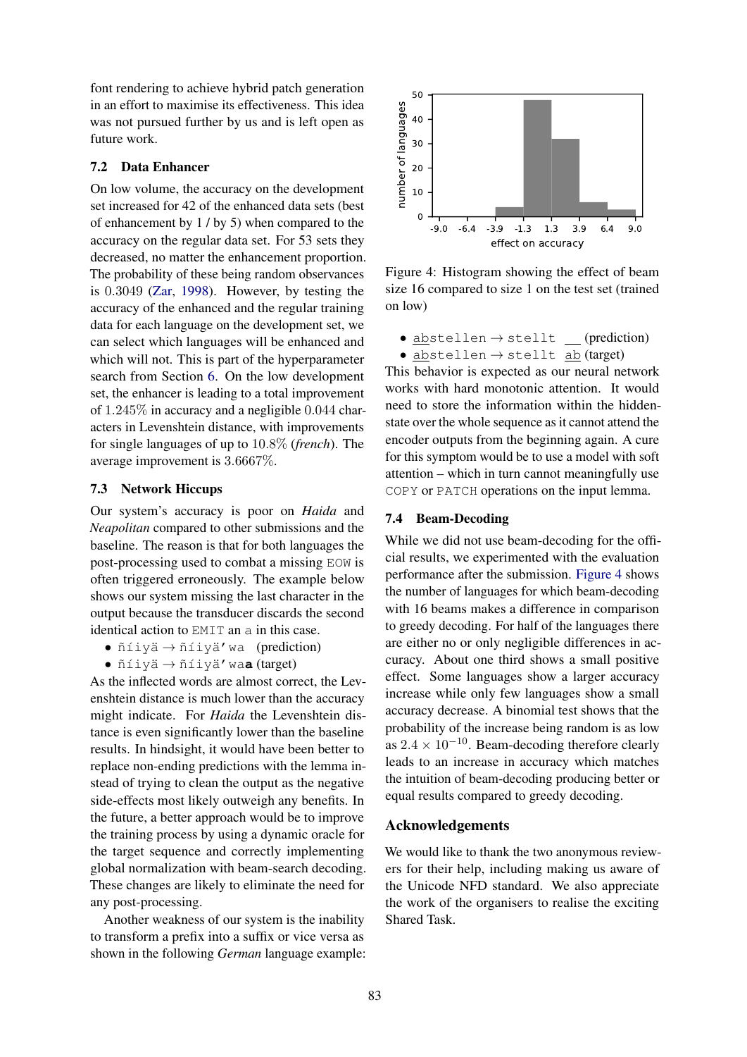font rendering to achieve hybrid patch generation in an effort to maximise its effectiveness. This idea was not pursued further by us and is left open as future work.

### 7.2 Data Enhancer

On low volume, the accuracy on the development set increased for 42 of the enhanced data sets (best of enhancement by 1 / by 5) when compared to the accuracy on the regular data set. For 53 sets they decreased, no matter the enhancement proportion. The probability of these being random observances is 0.3049 (Zar, 1998). However, by testing the accuracy of the enhanced and the regular training data for each language on the development set, we can select which languages will be enhanced and which will not. This is part of the hyperparameter search from Section 6. On the low development set, the enhancer is leading to a total improvement of 1.245% in accuracy and a negligible 0.044 characters in Levenshtein distance, with improvements for single languages of up to 10.8% (*french*). The average improvement is 3.6667%.

### 7.3 Network Hiccups

Our system's accuracy is poor on *Haida* and *Neapolitan* compared to other submissions and the baseline. The reason is that for both languages the post-processing used to combat a missing `EOW` is often triggered erroneously. The example below shows our system missing the last character in the output because the transducer discards the second identical action to `EMIT` an `a` in this case.

- `ñíiyä` → `ñíiyä'wa` (prediction)
- `ñíiyä` → `ñíiyä'wa`**`a`** (target)

As the inflected words are almost correct, the Levenshtein distance is much lower than the accuracy might indicate. For *Haida* the Levenshtein distance is even significantly lower than the baseline results. In hindsight, it would have been better to replace non-ending predictions with the lemma instead of trying to clean the output as the negative side-effects most likely outweigh any benefits. In the future, a better approach would be to improve the training process by using a dynamic oracle for the target sequence and correctly implementing global normalization with beam-search decoding. These changes are likely to eliminate the need for any post-processing.

Another weakness of our system is the inability to transform a prefix into a suffix or vice versa as shown in the following *German* language example:

Figure 4: Histogram showing the effect of beam size 16 compared to size 1 on the test set (trained on low)

- <u>`ab`</u>`stellen` → `stellt` __ (prediction)
- <u>`ab`</u>`stellen` → `stellt` <u>`ab`</u> (target)

This behavior is expected as our neural network works with hard monotonic attention. It would need to store the information within the hidden-state over the whole sequence as it cannot attend the encoder outputs from the beginning again. A cure for this symptom would be to use a model with soft attention – which in turn cannot meaningfully use `COPY` or `PATCH` operations on the input lemma.

### 7.4 Beam-Decoding

While we did not use beam-decoding for the official results, we experimented with the evaluation performance after the submission. Figure 4 shows the number of languages for which beam-decoding with 16 beams makes a difference in comparison to greedy decoding. For half of the languages there are either no or only negligible differences in accuracy. About one third shows a small positive effect. Some languages show a larger accuracy increase while only few languages show a small accuracy decrease. A binomial test shows that the probability of the increase being random is as low as $2.4 \times 10^{-10}$. Beam-decoding therefore clearly leads to an increase in accuracy which matches the intuition of beam-decoding producing better or equal results compared to greedy decoding.

## Acknowledgements

We would like to thank the two anonymous reviewers for their help, including making us aware of the Unicode NFD standard. We also appreciate the work of the organisers to realise the exciting Shared Task.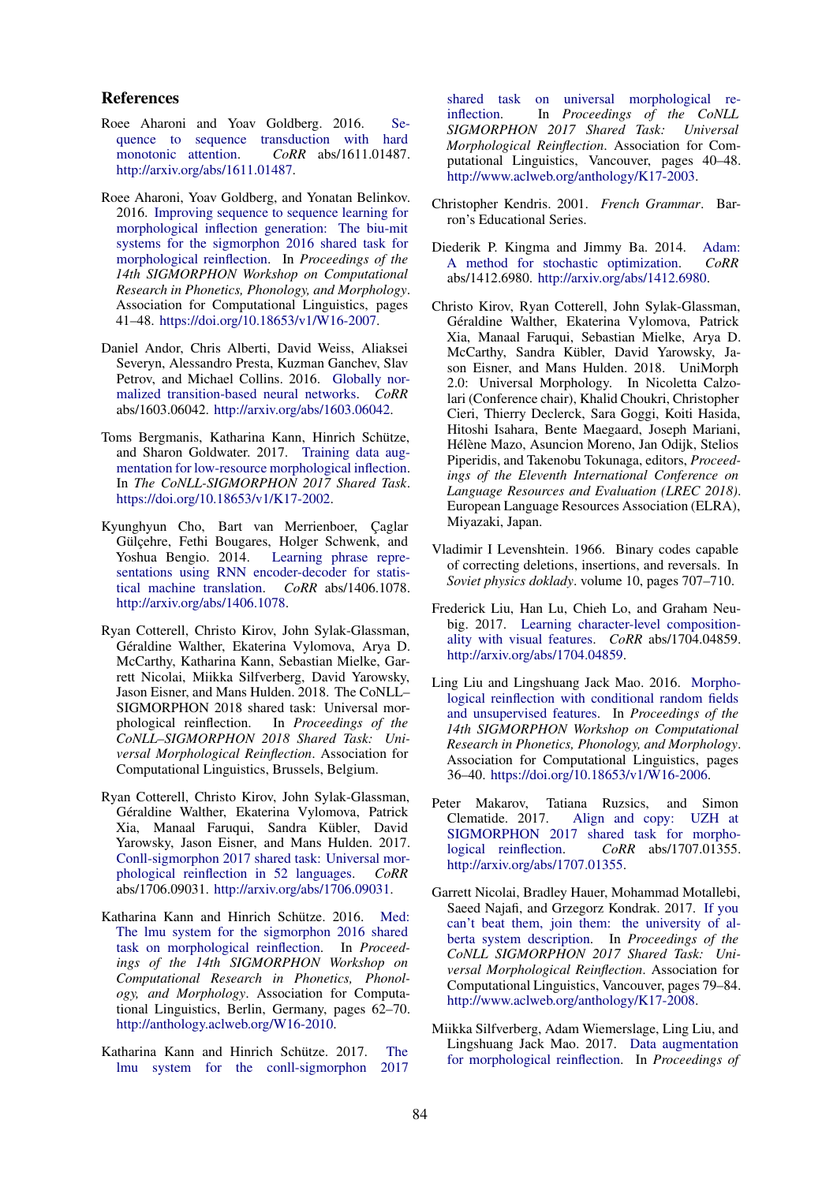## References

Roee Aharoni and Yoav Goldberg. 2016. Sequence to sequence transduction with hard monotonic attention. *CoRR* abs/1611.01487. http://arxiv.org/abs/1611.01487.

Roee Aharoni, Yoav Goldberg, and Yonatan Belinkov. 2016. Improving sequence to sequence learning for morphological inflection generation: The biu-mit systems for the sigmorphon 2016 shared task for morphological reinflection. In *Proceedings of the 14th SIGMORPHON Workshop on Computational Research in Phonetics, Phonology, and Morphology*. Association for Computational Linguistics, pages 41–48. https://doi.org/10.18653/v1/W16-2007.

Daniel Andor, Chris Alberti, David Weiss, Aliaksei Severyn, Alessandro Presta, Kuzman Ganchev, Slav Petrov, and Michael Collins. 2016. Globally normalized transition-based neural networks. *CoRR* abs/1603.06042. http://arxiv.org/abs/1603.06042.

Toms Bergmanis, Katharina Kann, Hinrich Schütze, and Sharon Goldwater. 2017. Training data augmentation for low-resource morphological inflection. In *The CoNLL-SIGMORPHON 2017 Shared Task*. https://doi.org/10.18653/v1/K17-2002.

Kyunghyun Cho, Bart van Merrienboer, Çaglar Gülçehre, Fethi Bougares, Holger Schwenk, and Yoshua Bengio. 2014. Learning phrase representations using RNN encoder-decoder for statistical machine translation. *CoRR* abs/1406.1078. http://arxiv.org/abs/1406.1078.

Ryan Cotterell, Christo Kirov, John Sylak-Glassman, Géraldine Walther, Ekaterina Vylomova, Arya D. McCarthy, Katharina Kann, Sebastian Mielke, Garrett Nicolai, Miikka Silfverberg, David Yarowsky, Jason Eisner, and Mans Hulden. 2018. The CoNLL–SIGMORPHON 2018 shared task: Universal morphological reinflection. In *Proceedings of the CoNLL–SIGMORPHON 2018 Shared Task: Universal Morphological Reinflection*. Association for Computational Linguistics, Brussels, Belgium.

Ryan Cotterell, Christo Kirov, John Sylak-Glassman, Géraldine Walther, Ekaterina Vylomova, Patrick Xia, Manaal Faruqui, Sandra Kübler, David Yarowsky, Jason Eisner, and Mans Hulden. 2017. Conll-sigmorphon 2017 shared task: Universal morphological reinflection in 52 languages. *CoRR* abs/1706.09031. http://arxiv.org/abs/1706.09031.

Katharina Kann and Hinrich Schütze. 2016. Med: The lmu system for the sigmorphon 2016 shared task on morphological reinflection. In *Proceedings of the 14th SIGMORPHON Workshop on Computational Research in Phonetics, Phonology, and Morphology*. Association for Computational Linguistics, Berlin, Germany, pages 62–70. http://anthology.aclweb.org/W16-2010.

Katharina Kann and Hinrich Schütze. 2017. The lmu system for the conll-sigmorphon 2017 shared task on universal morphological reinflection. In *Proceedings of the CoNLL SIGMORPHON 2017 Shared Task: Universal Morphological Reinflection*. Association for Computational Linguistics, Vancouver, pages 40–48. http://www.aclweb.org/anthology/K17-2003.

Christopher Kendris. 2001. *French Grammar*. Barron's Educational Series.

Diederik P. Kingma and Jimmy Ba. 2014. Adam: A method for stochastic optimization. *CoRR* abs/1412.6980. http://arxiv.org/abs/1412.6980.

Christo Kirov, Ryan Cotterell, John Sylak-Glassman, Géraldine Walther, Ekaterina Vylomova, Patrick Xia, Manaal Faruqui, Sebastian Mielke, Arya D. McCarthy, Sandra Kübler, David Yarowsky, Jason Eisner, and Mans Hulden. 2018. UniMorph 2.0: Universal Morphology. In Nicoletta Calzolari (Conference chair), Khalid Choukri, Christopher Cieri, Thierry Declerck, Sara Goggi, Koiti Hasida, Hitoshi Isahara, Bente Maegaard, Joseph Mariani, Hélène Mazo, Asuncion Moreno, Jan Odijk, Stelios Piperidis, and Takenobu Tokunaga, editors, *Proceedings of the Eleventh International Conference on Language Resources and Evaluation (LREC 2018)*. European Language Resources Association (ELRA), Miyazaki, Japan.

Vladimir I Levenshtein. 1966. Binary codes capable of correcting deletions, insertions, and reversals. In *Soviet physics doklady*. volume 10, pages 707–710.

Frederick Liu, Han Lu, Chieh Lo, and Graham Neubig. 2017. Learning character-level compositionality with visual features. *CoRR* abs/1704.04859. http://arxiv.org/abs/1704.04859.

Ling Liu and Lingshuang Jack Mao. 2016. Morphological reinflection with conditional random fields and unsupervised features. In *Proceedings of the 14th SIGMORPHON Workshop on Computational Research in Phonetics, Phonology, and Morphology*. Association for Computational Linguistics, pages 36–40. https://doi.org/10.18653/v1/W16-2006.

Peter Makarov, Tatiana Ruzsics, and Simon Clematide. 2017. Align and copy: UZH at SIGMORPHON 2017 shared task for morphological reinflection. *CoRR* abs/1707.01355. http://arxiv.org/abs/1707.01355.

Garrett Nicolai, Bradley Hauer, Mohammad Motallebi, Saeed Najafi, and Grzegorz Kondrak. 2017. If you can't beat them, join them: the university of alberta system description. In *Proceedings of the CoNLL SIGMORPHON 2017 Shared Task: Universal Morphological Reinflection*. Association for Computational Linguistics, Vancouver, pages 79–84. http://www.aclweb.org/anthology/K17-2008.

Miikka Silfverberg, Adam Wiemerslage, Ling Liu, and Lingshuang Jack Mao. 2017. Data augmentation for morphological reinflection. In *Proceedings of*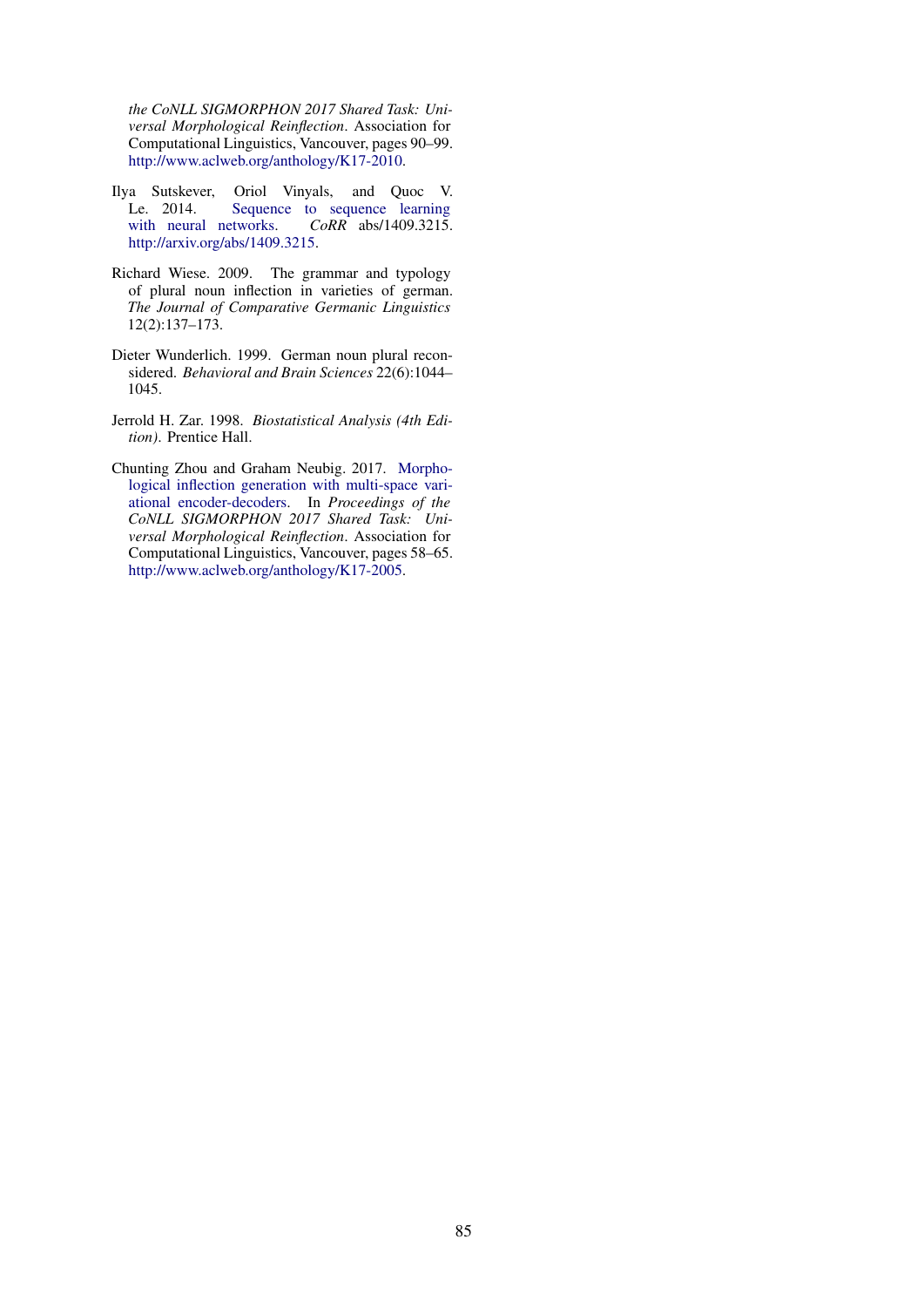*the CoNLL SIGMORPHON 2017 Shared Task: Universal Morphological Reinflection*. Association for Computational Linguistics, Vancouver, pages 90–99. http://www.aclweb.org/anthology/K17-2010.

Ilya Sutskever, Oriol Vinyals, and Quoc V. Le. 2014. Sequence to sequence learning with neural networks. *CoRR* abs/1409.3215. http://arxiv.org/abs/1409.3215.

Richard Wiese. 2009. The grammar and typology of plural noun inflection in varieties of german. *The Journal of Comparative Germanic Linguistics* 12(2):137–173.

Dieter Wunderlich. 1999. German noun plural reconsidered. *Behavioral and Brain Sciences* 22(6):1044–1045.

Jerrold H. Zar. 1998. *Biostatistical Analysis (4th Edition)*. Prentice Hall.

Chunting Zhou and Graham Neubig. 2017. Morphological inflection generation with multi-space variational encoder-decoders. In *Proceedings of the CoNLL SIGMORPHON 2017 Shared Task: Universal Morphological Reinflection*. Association for Computational Linguistics, Vancouver, pages 58–65. http://www.aclweb.org/anthology/K17-2005.